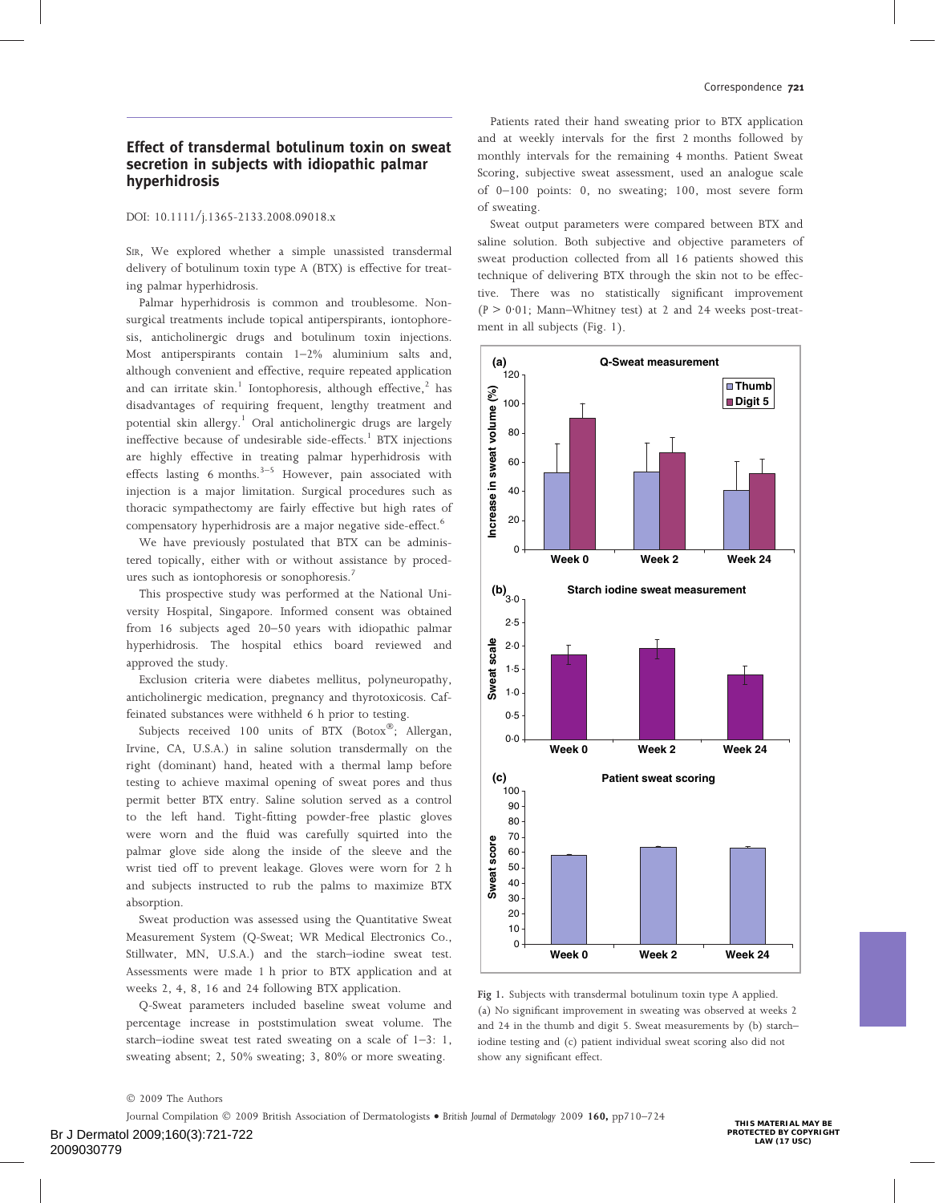## Effect of transdermal botulinum toxin on sweat secretion in subjects with idiopathic palmar hyperhidrosis

DOI: 10.1111/j.1365-2133.2008.09018.x

Sir, We explored whether a simple unassisted transdermal delivery of botulinum toxin type A (BTX) is effective for treating palmar hyperhidrosis.

Palmar hyperhidrosis is common and troublesome. Nonsurgical treatments include topical antiperspirants, iontophoresis, anticholinergic drugs and botulinum toxin injections. Most antiperspirants contain 1–2% aluminium salts and, although convenient and effective, require repeated application and can irritate skin.[1] Iontophoresis, although effective,[2] has disadvantages of requiring frequent, lengthy treatment and potential skin allergy.[1] Oral anticholinergic drugs are largely ineffective because of undesirable side-effects.[1] BTX injections are highly effective in treating palmar hyperhidrosis with effects lasting 6 months.[3–5] However, pain associated with injection is a major limitation. Surgical procedures such as thoracic sympathectomy are fairly effective but high rates of compensatory hyperhidrosis are a major negative side-effect.[6]

We have previously postulated that BTX can be administered topically, either with or without assistance by procedures such as iontophoresis or sonophoresis.[7]

This prospective study was performed at the National University Hospital, Singapore. Informed consent was obtained from 16 subjects aged 20–50 years with idiopathic palmar hyperhidrosis. The hospital ethics board reviewed and approved the study.

Exclusion criteria were diabetes mellitus, polyneuropathy, anticholinergic medication, pregnancy and thyrotoxicosis. Caffeinated substances were withheld 6 h prior to testing.

Subjects received 100 units of BTX (Botox®; Allergan, Irvine, CA, U.S.A.) in saline solution transdermally on the right (dominant) hand, heated with a thermal lamp before testing to achieve maximal opening of sweat pores and thus permit better BTX entry. Saline solution served as a control to the left hand. Tight-fitting powder-free plastic gloves were worn and the fluid was carefully squirted into the palmar glove side along the inside of the sleeve and the wrist tied off to prevent leakage. Gloves were worn for 2 h and subjects instructed to rub the palms to maximize BTX absorption.

Sweat production was assessed using the Quantitative Sweat Measurement System (Q-Sweat; WR Medical Electronics Co., Stillwater, MN, U.S.A.) and the starch–iodine sweat test. Assessments were made 1 h prior to BTX application and at weeks 2, 4, 8, 16 and 24 following BTX application.

Q-Sweat parameters included baseline sweat volume and percentage increase in poststimulation sweat volume. The starch–iodine sweat test rated sweating on a scale of 1–3: 1, sweating absent; 2, 50% sweating; 3, 80% or more sweating.

Patients rated their hand sweating prior to BTX application and at weekly intervals for the first 2 months followed by monthly intervals for the remaining 4 months. Patient Sweat Scoring, subjective sweat assessment, used an analogue scale of 0–100 points: 0, no sweating; 100, most severe form of sweating.

Sweat output parameters were compared between BTX and saline solution. Both subjective and objective parameters of sweat production collected from all 16 patients showed this technique of delivering BTX through the skin not to be effective. There was no statistically significant improvement ($P > 0{\cdot}01$; Mann–Whitney test) at 2 and 24 weeks post-treatment in all subjects (Fig. 1).

Fig 1. Subjects with transdermal botulinum toxin type A applied. (a) No significant improvement in sweating was observed at weeks 2 and 24 in the thumb and digit 5. Sweat measurements by (b) starch–iodine testing and (c) patient individual sweat scoring also did not show any significant effect.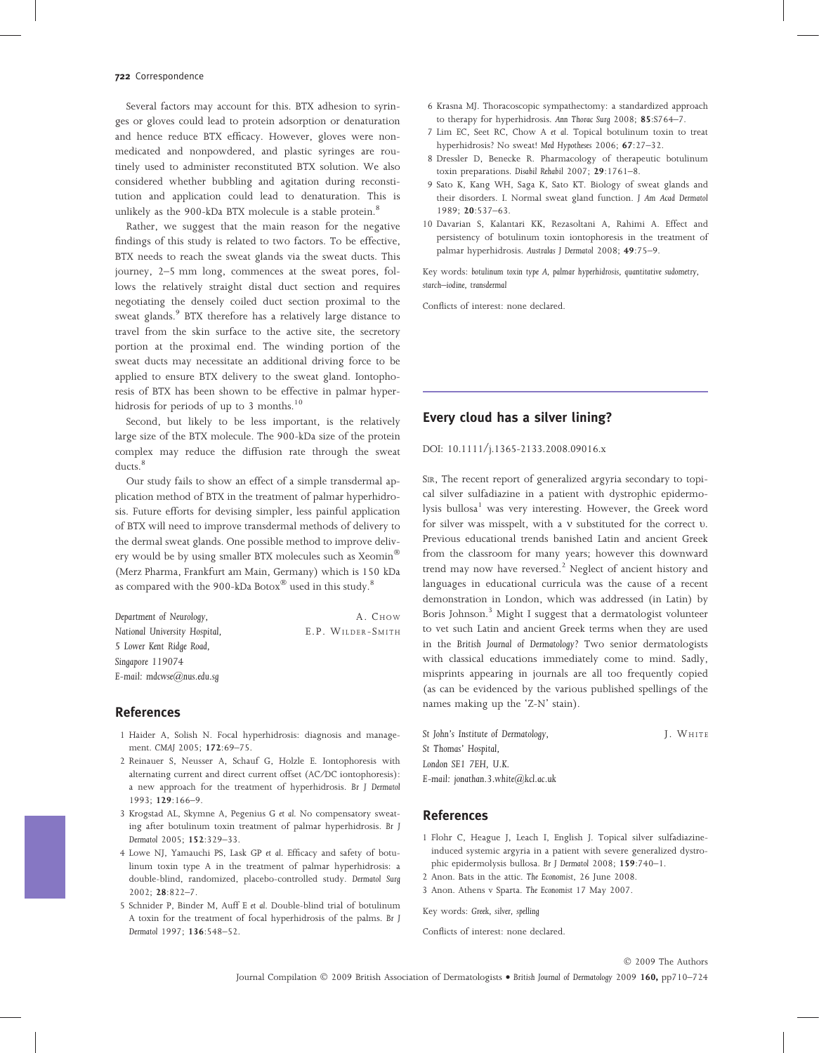Several factors may account for this. BTX adhesion to syringes or gloves could lead to protein adsorption or denaturation and hence reduce BTX efficacy. However, gloves were nonmedicated and nonpowdered, and plastic syringes are routinely used to administer reconstituted BTX solution. We also considered whether bubbling and agitation during reconstitution and application could lead to denaturation. This is unlikely as the 900-kDa BTX molecule is a stable protein.[8]

Rather, we suggest that the main reason for the negative findings of this study is related to two factors. To be effective, BTX needs to reach the sweat glands via the sweat ducts. This journey, 2–5 mm long, commences at the sweat pores, follows the relatively straight distal duct section and requires negotiating the densely coiled duct section proximal to the sweat glands.[9] BTX therefore has a relatively large distance to travel from the skin surface to the active site, the secretory portion at the proximal end. The winding portion of the sweat ducts may necessitate an additional driving force to be applied to ensure BTX delivery to the sweat gland. Iontophoresis of BTX has been shown to be effective in palmar hyperhidrosis for periods of up to 3 months.[10]

Second, but likely to be less important, is the relatively large size of the BTX molecule. The 900-kDa size of the protein complex may reduce the diffusion rate through the sweat ducts.[8]

Our study fails to show an effect of a simple transdermal application method of BTX in the treatment of palmar hyperhidrosis. Future efforts for devising simpler, less painful application of BTX will need to improve transdermal methods of delivery to the dermal sweat glands. One possible method to improve delivery would be by using smaller BTX molecules such as Xeomin® (Merz Pharma, Frankfurt am Main, Germany) which is 150 kDa as compared with the 900-kDa Botox® used in this study.[8]

*Department of Neurology,*
*National University Hospital,*
*5 Lower Kent Ridge Road,*
*Singapore 119074*
*E-mail: mdcwse@nus.edu.sg*

A. Chow
E.P. Wilder-Smith

## References

1 Haider A, Solish N. Focal hyperhidrosis: diagnosis and management. *CMAJ* 2005; **172**:69–75.
2 Reinauer S, Neusser A, Schauf G, Holzle E. Iontophoresis with alternating current and direct current offset (AC/DC iontophoresis): a new approach for the treatment of hyperhidrosis. *Br J Dermatol* 1993; **129**:166–9.
3 Krogstad AL, Skymne A, Pegenius G *et al.* No compensatory sweating after botulinum toxin treatment of palmar hyperhidrosis. *Br J Dermatol* 2005; **152**:329–33.
4 Lowe NJ, Yamauchi PS, Lask GP *et al.* Efficacy and safety of botulinum toxin type A in the treatment of palmar hyperhidrosis: a double-blind, randomized, placebo-controlled study. *Dermatol Surg* 2002; **28**:822–7.
5 Schnider P, Binder M, Auff E *et al.* Double-blind trial of botulinum A toxin for the treatment of focal hyperhidrosis of the palms. *Br J Dermatol* 1997; **136**:548–52.
6 Krasna MJ. Thoracoscopic sympathectomy: a standardized approach to therapy for hyperhidrosis. *Ann Thorac Surg* 2008; **85**:S764–7.
7 Lim EC, Seet RC, Chow A *et al.* Topical botulinum toxin to treat hyperhidrosis? No sweat! *Med Hypotheses* 2006; **67**:27–32.
8 Dressler D, Benecke R. Pharmacology of therapeutic botulinum toxin preparations. *Disabil Rehabil* 2007; **29**:1761–8.
9 Sato K, Kang WH, Saga K, Sato KT. Biology of sweat glands and their disorders. I. Normal sweat gland function. *J Am Acad Dermatol* 1989; **20**:537–63.
10 Davarian S, Kalantari KK, Rezasoltani A, Rahimi A. Effect and persistency of botulinum toxin iontophoresis in the treatment of palmar hyperhidrosis. *Australas J Dermatol* 2008; **49**:75–9.

Key words: *botulinum toxin type A, palmar hyperhidrosis, quantitative sudometry, starch–iodine, transdermal*

Conflicts of interest: none declared.

## Every cloud has a silver lining?

DOI: 10.1111/j.1365-2133.2008.09016.x

Sir, The recent report of generalized argyria secondary to topical silver sulfadiazine in a patient with dystrophic epidermolysis bullosa[1] was very interesting. However, the Greek word for silver was misspelt, with a ν substituted for the correct υ. Previous educational trends banished Latin and ancient Greek from the classroom for many years; however this downward trend may now have reversed.[2] Neglect of ancient history and languages in educational curricula was the cause of a recent demonstration in London, which was addressed (in Latin) by Boris Johnson.[3] Might I suggest that a dermatologist volunteer to vet such Latin and ancient Greek terms when they are used in the *British Journal of Dermatology*? Two senior dermatologists with classical educations immediately come to mind. Sadly, misprints appearing in journals are all too frequently copied (as can be evidenced by the various published spellings of the names making up the 'Z-N' stain).

*St John's Institute of Dermatology,*
*St Thomas' Hospital,*
*London SE1 7EH, U.K.*
*E-mail: jonathan.3.white@kcl.ac.uk*

J. White

## References

1 Flohr C, Heague J, Leach I, English J. Topical silver sulfadiazine-induced systemic argyria in a patient with severe generalized dystrophic epidermolysis bullosa. *Br J Dermatol* 2008; **159**:740–1.
2 Anon. Bats in the attic. *The Economist*, 26 June 2008.
3 Anon. Athens v Sparta. *The Economist* 17 May 2007.

Key words: *Greek, silver, spelling*

Conflicts of interest: none declared.